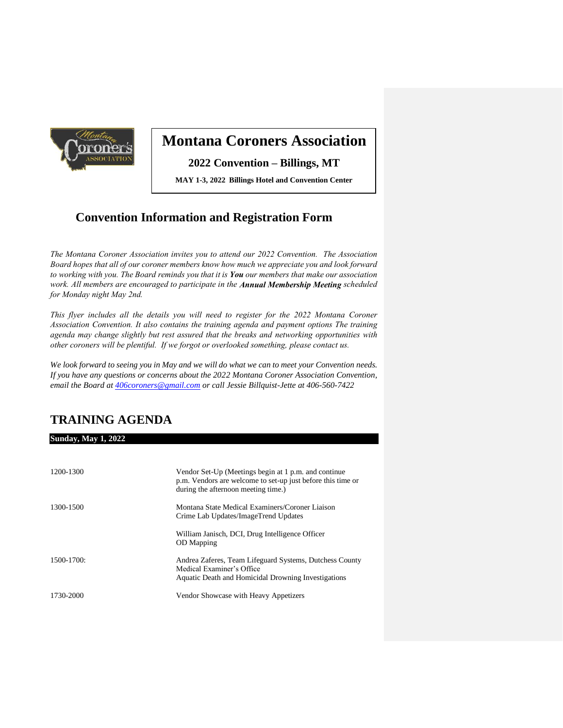# Montana Coroners Association

**2022 Convention – Billings, MT**

**MAY 1-3, 2022 Billings Hotel and Convention Center**

## Convention Information and Registration Form

*The Montana Coroner Association invites you to attend our 2022 Convention. The Association Board hopes that all of our coroner members know how much we appreciate you and look forward to working with you. The Board reminds you that it is **You** our members that make our association work. All members are encouraged to participate in the **Annual Membership Meeting** scheduled for Monday night May 2nd.*

*This flyer includes all the details you will need to register for the 2022 Montana Coroner Association Convention. It also contains the training agenda and payment options The training agenda may change slightly but rest assured that the breaks and networking opportunities with other coroners will be plentiful. If we forgot or overlooked something, please contact us.*

*We look forward to seeing you in May and we will do what we can to meet your Convention needs. If you have any questions or concerns about the 2022 Montana Coroner Association Convention, email the Board at [406coroners@gmail.com](mailto:406coroners@gmail.com) or call Jessie Billquist-Jette at 406-560-7422*

## TRAINING AGENDA

**Sunday, May 1, 2022**

| | |
|---|---|
| 1200-1300 | Vendor Set-Up (Meetings begin at 1 p.m. and continue p.m. Vendors are welcome to set-up just before this time or during the afternoon meeting time.) |
| 1300-1500 | Montana State Medical Examiners/Coroner Liaison<br>Crime Lab Updates/ImageTrend Updates<br><br>William Janisch, DCI, Drug Intelligence Officer<br>OD Mapping |
| 1500-1700: | Andrea Zaferes, Team Lifeguard Systems, Dutchess County Medical Examiner's Office<br>Aquatic Death and Homicidal Drowning Investigations |
| 1730-2000 | Vendor Showcase with Heavy Appetizers |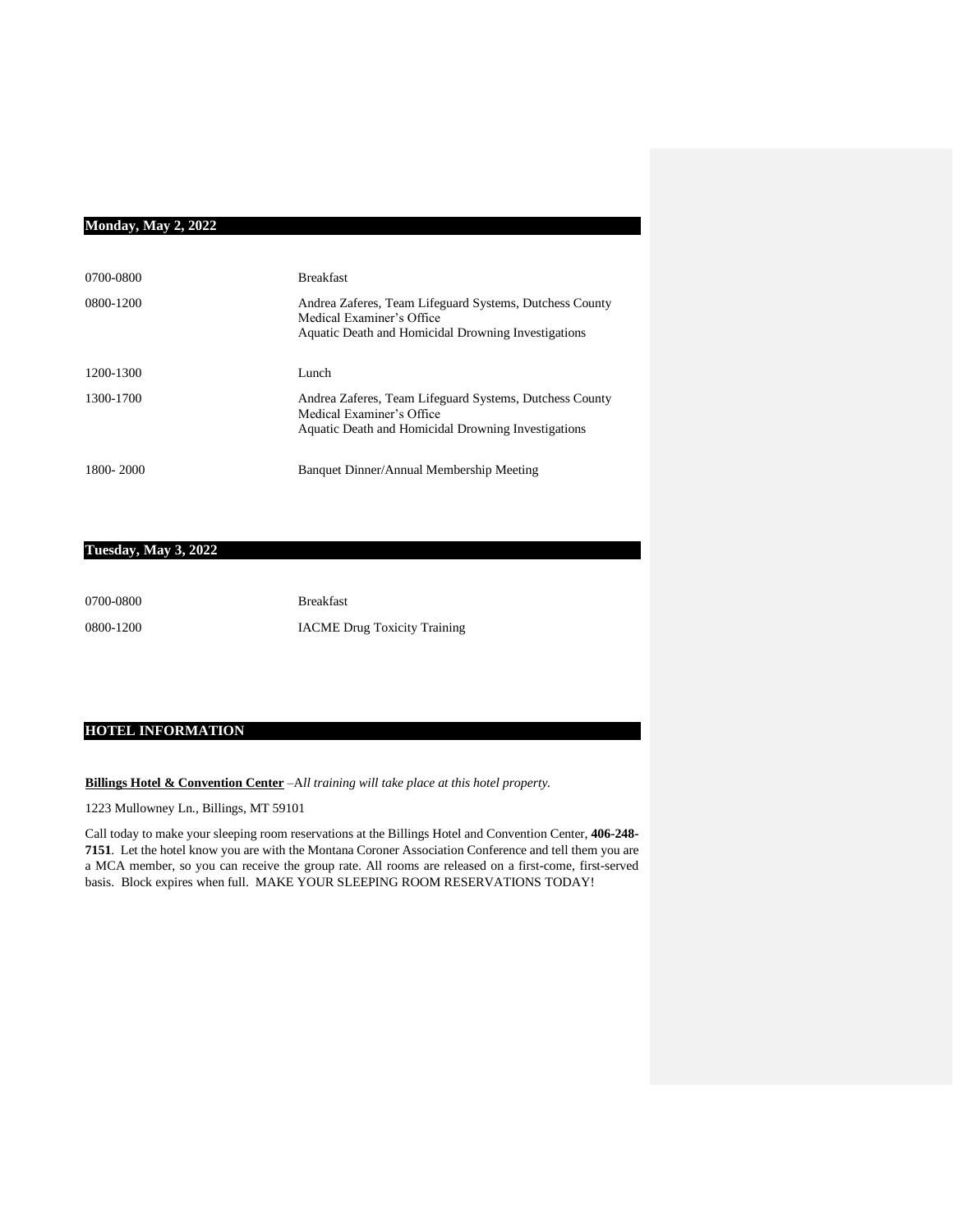## Monday, May 2, 2022

| | |
|---|---|
| 0700-0800 | Breakfast |
| 0800-1200 | Andrea Zaferes, Team Lifeguard Systems, Dutchess County Medical Examiner's Office<br>Aquatic Death and Homicidal Drowning Investigations |
| 1200-1300 | Lunch |
| 1300-1700 | Andrea Zaferes, Team Lifeguard Systems, Dutchess County Medical Examiner's Office<br>Aquatic Death and Homicidal Drowning Investigations |
| 1800- 2000 | Banquet Dinner/Annual Membership Meeting |

## Tuesday, May 3, 2022

| | |
|---|---|
| 0700-0800 | Breakfast |
| 0800-1200 | IACME Drug Toxicity Training |

## HOTEL INFORMATION

**Billings Hotel & Convention Center** *–All training will take place at this hotel property.*

1223 Mullowney Ln., Billings, MT 59101

Call today to make your sleeping room reservations at the Billings Hotel and Convention Center, **406-248-7151**. Let the hotel know you are with the Montana Coroner Association Conference and tell them you are a MCA member, so you can receive the group rate. All rooms are released on a first-come, first-served basis. Block expires when full. MAKE YOUR SLEEPING ROOM RESERVATIONS TODAY!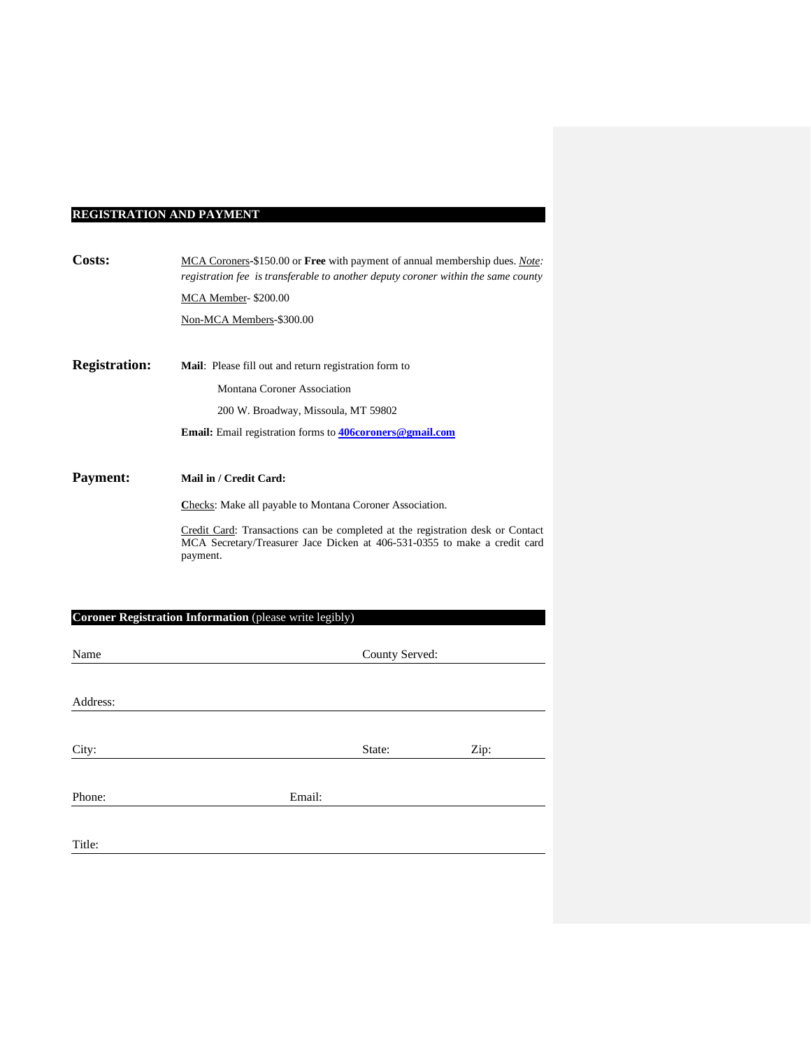## REGISTRATION AND PAYMENT

**Costs:**

MCA Coroners-$150.00 or **Free** with payment of annual membership dues. *Note: registration fee is transferable to another deputy coroner within the same county*

MCA Member- $200.00

Non-MCA Members-$300.00

**Registration:**

**Mail**: Please fill out and return registration form to

Montana Coroner Association

200 W. Broadway, Missoula, MT 59802

**Email:** Email registration forms to **406coroners@gmail.com**

**Payment:**

**Mail in / Credit Card:**

Checks: Make all payable to Montana Coroner Association.

Credit Card: Transactions can be completed at the registration desk or Contact MCA Secretary/Treasurer Jace Dicken at 406-531-0355 to make a credit card payment.

## Coroner Registration Information (please write legibly)

Name \_\_\_\_\_\_\_\_\_\_\_\_\_\_\_\_\_\_\_\_ County Served: \_\_\_\_\_\_\_\_\_\_\_\_\_\_\_\_\_\_\_\_

Address: \_\_\_\_\_\_\_\_\_\_\_\_\_\_\_\_\_\_\_\_\_\_\_\_\_\_\_\_\_\_\_\_\_\_\_\_\_\_\_\_

City: \_\_\_\_\_\_\_\_\_\_\_\_\_\_\_\_\_\_\_\_ State: \_\_\_\_\_\_\_\_ Zip: \_\_\_\_\_\_\_\_

Phone: \_\_\_\_\_\_\_\_\_\_\_\_\_\_\_\_\_\_\_\_ Email: \_\_\_\_\_\_\_\_\_\_\_\_\_\_\_\_\_\_\_\_

Title: \_\_\_\_\_\_\_\_\_\_\_\_\_\_\_\_\_\_\_\_\_\_\_\_\_\_\_\_\_\_\_\_\_\_\_\_\_\_\_\_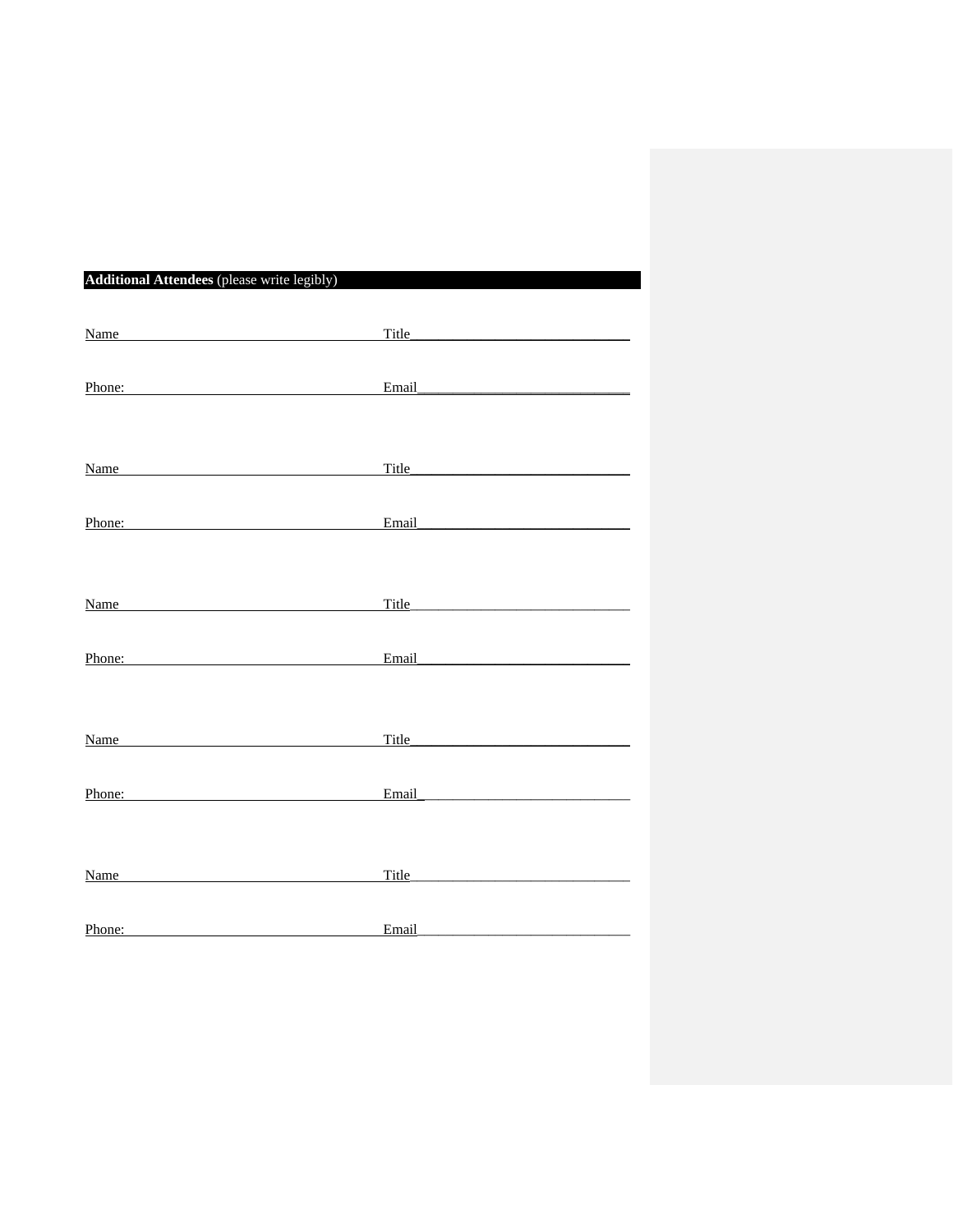**Additional Attendees** (please write legibly)

Name\_\_\_\_\_\_\_\_\_\_\_\_\_\_\_\_\_\_\_\_\_\_\_\_\_\_\_\_\_\_\_\_\_\_ Title\_\_\_\_\_\_\_\_\_\_\_\_\_\_\_\_\_\_\_\_\_\_\_\_\_\_\_\_\_\_

Phone:\_\_\_\_\_\_\_\_\_\_\_\_\_\_\_\_\_\_\_\_\_\_\_\_\_\_\_\_\_\_\_\_\_ Email\_\_\_\_\_\_\_\_\_\_\_\_\_\_\_\_\_\_\_\_\_\_\_\_\_\_\_\_\_\_

Name\_\_\_\_\_\_\_\_\_\_\_\_\_\_\_\_\_\_\_\_\_\_\_\_\_\_\_\_\_\_\_\_\_\_ Title\_\_\_\_\_\_\_\_\_\_\_\_\_\_\_\_\_\_\_\_\_\_\_\_\_\_\_\_\_\_

Phone:\_\_\_\_\_\_\_\_\_\_\_\_\_\_\_\_\_\_\_\_\_\_\_\_\_\_\_\_\_\_\_\_\_ Email\_\_\_\_\_\_\_\_\_\_\_\_\_\_\_\_\_\_\_\_\_\_\_\_\_\_\_\_\_\_

Name\_\_\_\_\_\_\_\_\_\_\_\_\_\_\_\_\_\_\_\_\_\_\_\_\_\_\_\_\_\_\_\_\_\_ Title\_\_\_\_\_\_\_\_\_\_\_\_\_\_\_\_\_\_\_\_\_\_\_\_\_\_\_\_\_\_

Phone:\_\_\_\_\_\_\_\_\_\_\_\_\_\_\_\_\_\_\_\_\_\_\_\_\_\_\_\_\_\_\_\_\_ Email\_\_\_\_\_\_\_\_\_\_\_\_\_\_\_\_\_\_\_\_\_\_\_\_\_\_\_\_\_\_

Name\_\_\_\_\_\_\_\_\_\_\_\_\_\_\_\_\_\_\_\_\_\_\_\_\_\_\_\_\_\_\_\_\_\_ Title\_\_\_\_\_\_\_\_\_\_\_\_\_\_\_\_\_\_\_\_\_\_\_\_\_\_\_\_\_\_

Phone:\_\_\_\_\_\_\_\_\_\_\_\_\_\_\_\_\_\_\_\_\_\_\_\_\_\_\_\_\_\_\_\_\_ Email\_\_\_\_\_\_\_\_\_\_\_\_\_\_\_\_\_\_\_\_\_\_\_\_\_\_\_\_\_\_

Name\_\_\_\_\_\_\_\_\_\_\_\_\_\_\_\_\_\_\_\_\_\_\_\_\_\_\_\_\_\_\_\_\_\_ Title\_\_\_\_\_\_\_\_\_\_\_\_\_\_\_\_\_\_\_\_\_\_\_\_\_\_\_\_\_\_

Phone:\_\_\_\_\_\_\_\_\_\_\_\_\_\_\_\_\_\_\_\_\_\_\_\_\_\_\_\_\_\_\_\_\_ Email\_\_\_\_\_\_\_\_\_\_\_\_\_\_\_\_\_\_\_\_\_\_\_\_\_\_\_\_\_\_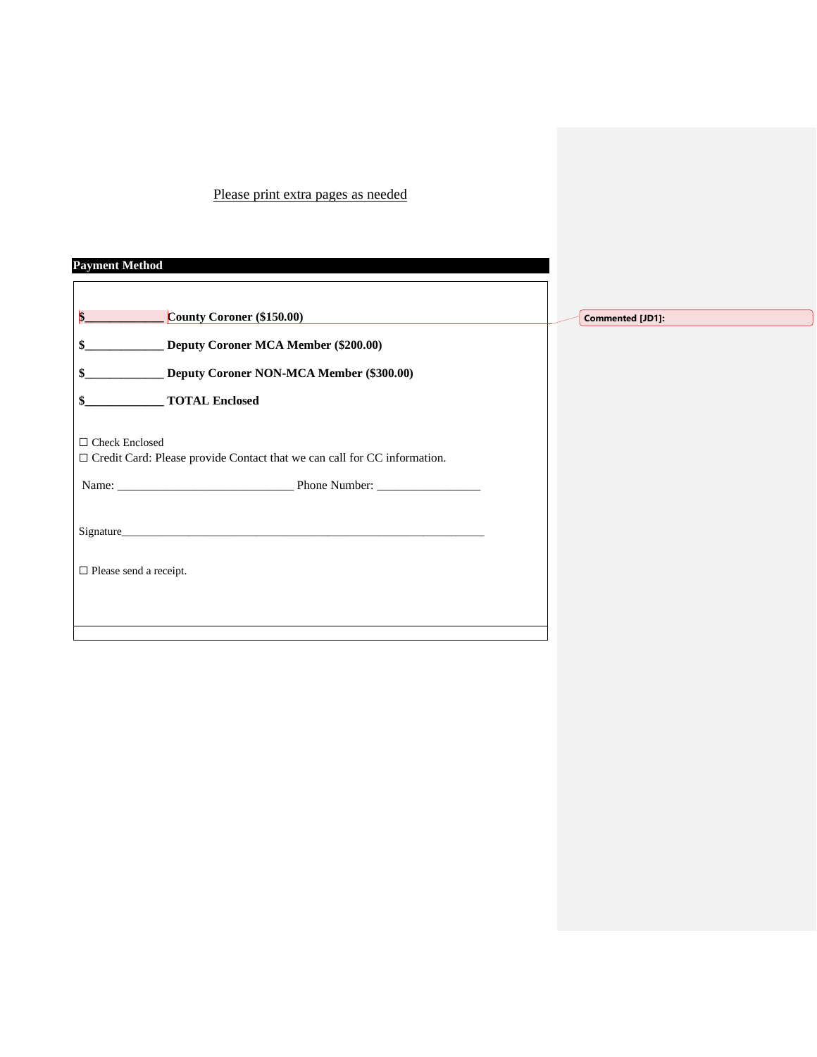Please print extra pages as needed

## Payment Method

**$\_\_\_\_\_\_\_\_\_\_\_\_\_ County Coroner ($150.00)**

**$\_\_\_\_\_\_\_\_\_\_\_\_\_ Deputy Coroner MCA Member ($200.00)**

**$\_\_\_\_\_\_\_\_\_\_\_\_\_ Deputy Coroner NON-MCA Member ($300.00)**

**$\_\_\_\_\_\_\_\_\_\_\_\_\_ TOTAL Enclosed**

☐ Check Enclosed
☐ Credit Card: Please provide Contact that we can call for CC information.

Name: \_\_\_\_\_\_\_\_\_\_\_\_\_\_\_\_\_\_\_\_\_\_\_\_\_\_\_\_\_ Phone Number: \_\_\_\_\_\_\_\_\_\_\_\_\_\_\_\_\_

Signature\_\_\_\_\_\_\_\_\_\_\_\_\_\_\_\_\_\_\_\_\_\_\_\_\_\_\_\_\_\_\_\_\_\_\_\_\_\_\_\_\_\_\_\_\_\_\_\_\_\_\_\_\_\_\_\_\_\_\_\_\_\_\_

☐ Please send a receipt.

Commented [JD1]: